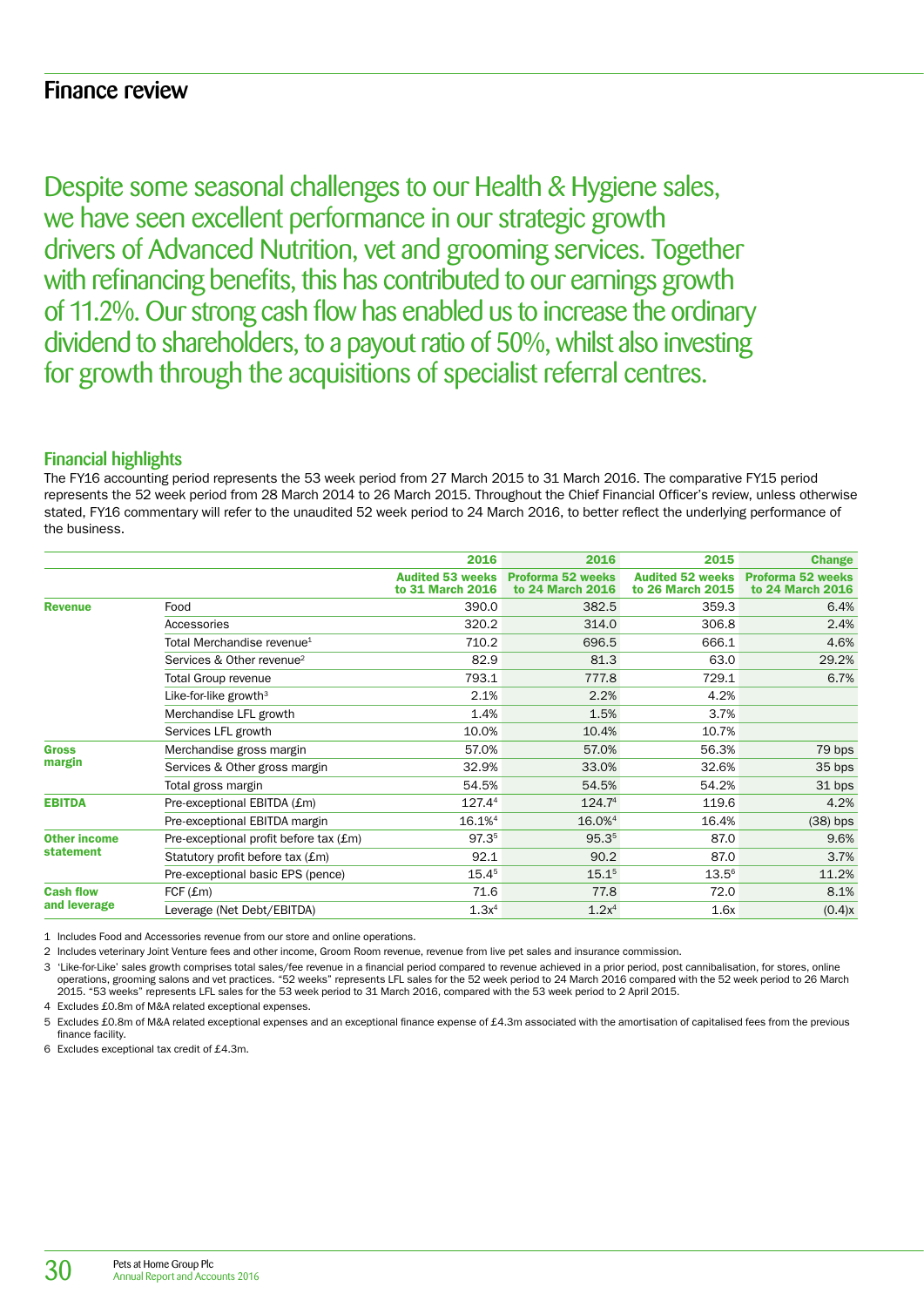# Finance review

Despite some seasonal challenges to our Health & Hygiene sales, we have seen excellent performance in our strategic growth drivers of Advanced Nutrition, vet and grooming services. Together with refinancing benefits, this has contributed to our earnings growth of 11.2%. Our strong cash flow has enabled us to increase the ordinary dividend to shareholders, to a payout ratio of 50%, whilst also investing for growth through the acquisitions of specialist referral centres.

## Financial highlights

The FY16 accounting period represents the 53 week period from 27 March 2015 to 31 March 2016. The comparative FY15 period represents the 52 week period from 28 March 2014 to 26 March 2015. Throughout the Chief Financial Officer's review, unless otherwise stated, FY16 commentary will refer to the unaudited 52 week period to 24 March 2016, to better reflect the underlying performance of the business.

| | | 2016 | 2016 | 2015 | Change |
|---|---|---|---|---|---|
| | | Audited 53 weeks to 31 March 2016 | Proforma 52 weeks to 24 March 2016 | Audited 52 weeks to 26 March 2015 | Proforma 52 weeks to 24 March 2016 |
| **Revenue** | Food | 390.0 | 382.5 | 359.3 | 6.4% |
| | Accessories | 320.2 | 314.0 | 306.8 | 2.4% |
| | Total Merchandise revenue[1] | 710.2 | 696.5 | 666.1 | 4.6% |
| | Services & Other revenue[2] | 82.9 | 81.3 | 63.0 | 29.2% |
| | Total Group revenue | 793.1 | 777.8 | 729.1 | 6.7% |
| | Like-for-like growth[3] | 2.1% | 2.2% | 4.2% | |
| | Merchandise LFL growth | 1.4% | 1.5% | 3.7% | |
| | Services LFL growth | 10.0% | 10.4% | 10.7% | |
| **Gross margin** | Merchandise gross margin | 57.0% | 57.0% | 56.3% | 79 bps |
| | Services & Other gross margin | 32.9% | 33.0% | 32.6% | 35 bps |
| | Total gross margin | 54.5% | 54.5% | 54.2% | 31 bps |
| **EBITDA** | Pre-exceptional EBITDA (£m) | 127.4[4] | 124.7[4] | 119.6 | 4.2% |
| | Pre-exceptional EBITDA margin | 16.1%[4] | 16.0%[4] | 16.4% | (38) bps |
| **Other income statement** | Pre-exceptional profit before tax (£m) | 97.3[5] | 95.3[5] | 87.0 | 9.6% |
| | Statutory profit before tax (£m) | 92.1 | 90.2 | 87.0 | 3.7% |
| | Pre-exceptional basic EPS (pence) | 15.4[5] | 15.1[5] | 13.5[6] | 11.2% |
| **Cash flow and leverage** | FCF (£m) | 71.6 | 77.8 | 72.0 | 8.1% |
| | Leverage (Net Debt/EBITDA) | 1.3x[4] | 1.2x[4] | 1.6x | (0.4)x |

1 Includes Food and Accessories revenue from our store and online operations.

2 Includes veterinary Joint Venture fees and other income, Groom Room revenue, revenue from live pet sales and insurance commission.

3 'Like-for-Like' sales growth comprises total sales/fee revenue in a financial period compared to revenue achieved in a prior period, post cannibalisation, for stores, online operations, grooming salons and vet practices. "52 weeks" represents LFL sales for the 52 week period to 24 March 2016 compared with the 52 week period to 26 March 2015. "53 weeks" represents LFL sales for the 53 week period to 31 March 2016, compared with the 53 week period to 2 April 2015.

4 Excludes £0.8m of M&A related exceptional expenses.

5 Excludes £0.8m of M&A related exceptional expenses and an exceptional finance expense of £4.3m associated with the amortisation of capitalised fees from the previous finance facility.

6 Excludes exceptional tax credit of £4.3m.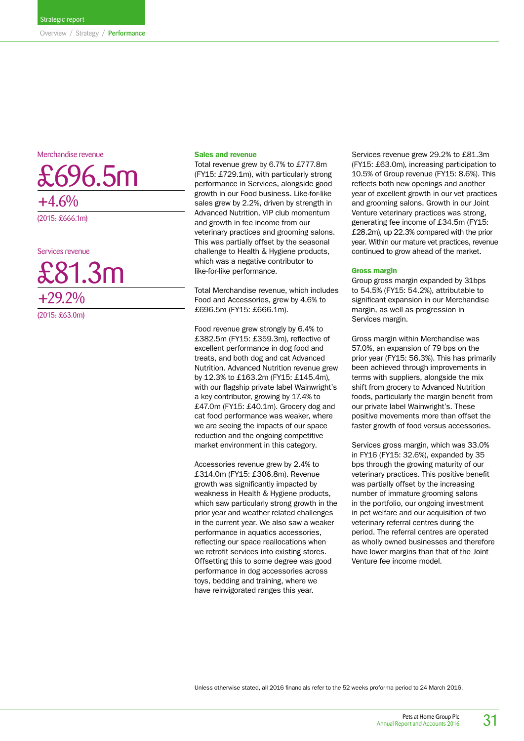Merchandise revenue

**£696.5m**

+4.6%

(2015: £666.1m)

Services revenue

**£81.3m**

+29.2%

(2015: £63.0m)

### Sales and revenue

Total revenue grew by 6.7% to £777.8m (FY15: £729.1m), with particularly strong performance in Services, alongside good growth in our Food business. Like-for-like sales grew by 2.2%, driven by strength in Advanced Nutrition, VIP club momentum and growth in fee income from our veterinary practices and grooming salons. This was partially offset by the seasonal challenge to Health & Hygiene products, which was a negative contributor to like-for-like performance.

Total Merchandise revenue, which includes Food and Accessories, grew by 4.6% to £696.5m (FY15: £666.1m).

Food revenue grew strongly by 6.4% to £382.5m (FY15: £359.3m), reflective of excellent performance in dog food and treats, and both dog and cat Advanced Nutrition. Advanced Nutrition revenue grew by 12.3% to £163.2m (FY15: £145.4m), with our flagship private label Wainwright's a key contributor, growing by 17.4% to £47.0m (FY15: £40.1m). Grocery dog and cat food performance was weaker, where we are seeing the impacts of our space reduction and the ongoing competitive market environment in this category.

Accessories revenue grew by 2.4% to £314.0m (FY15: £306.8m). Revenue growth was significantly impacted by weakness in Health & Hygiene products, which saw particularly strong growth in the prior year and weather related challenges in the current year. We also saw a weaker performance in aquatics accessories, reflecting our space reallocations when we retrofit services into existing stores. Offsetting this to some degree was good performance in dog accessories across toys, bedding and training, where we have reinvigorated ranges this year.

Services revenue grew 29.2% to £81.3m (FY15: £63.0m), increasing participation to 10.5% of Group revenue (FY15: 8.6%). This reflects both new openings and another year of excellent growth in our vet practices and grooming salons. Growth in our Joint Venture veterinary practices was strong, generating fee income of £34.5m (FY15: £28.2m), up 22.3% compared with the prior year. Within our mature vet practices, revenue continued to grow ahead of the market.

### Gross margin

Group gross margin expanded by 31bps to 54.5% (FY15: 54.2%), attributable to significant expansion in our Merchandise margin, as well as progression in Services margin.

Gross margin within Merchandise was 57.0%, an expansion of 79 bps on the prior year (FY15: 56.3%). This has primarily been achieved through improvements in terms with suppliers, alongside the mix shift from grocery to Advanced Nutrition foods, particularly the margin benefit from our private label Wainwright's. These positive movements more than offset the faster growth of food versus accessories.

Services gross margin, which was 33.0% in FY16 (FY15: 32.6%), expanded by 35 bps through the growing maturity of our veterinary practices. This positive benefit was partially offset by the increasing number of immature grooming salons in the portfolio, our ongoing investment in pet welfare and our acquisition of two veterinary referral centres during the period. The referral centres are operated as wholly owned businesses and therefore have lower margins than that of the Joint Venture fee income model.

Unless otherwise stated, all 2016 financials refer to the 52 weeks proforma period to 24 March 2016.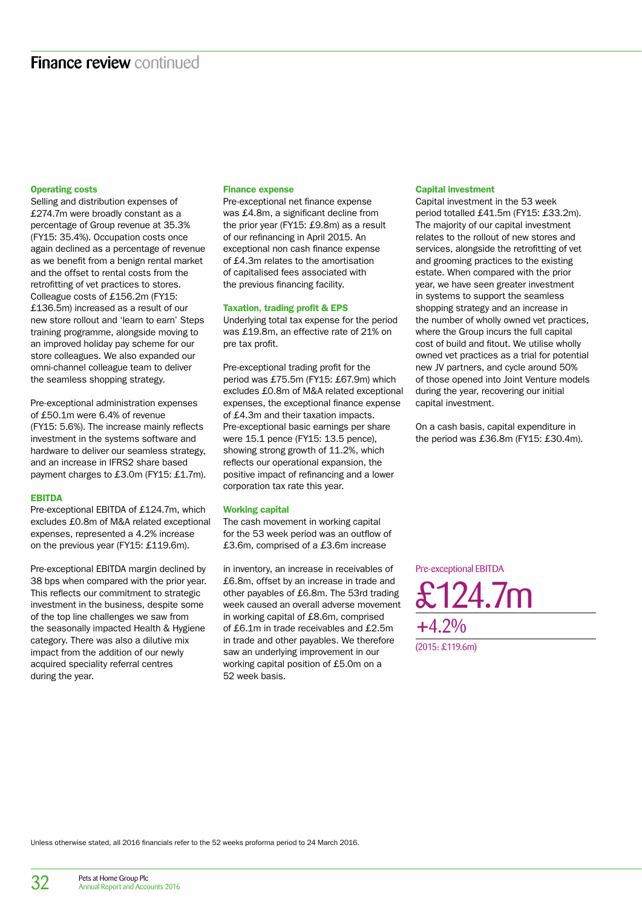# Finance review continued

### Operating costs

Selling and distribution expenses of £274.7m were broadly constant as a percentage of Group revenue at 35.3% (FY15: 35.4%). Occupation costs once again declined as a percentage of revenue as we benefit from a benign rental market and the offset to rental costs from the retrofitting of vet practices to stores. Colleague costs of £156.2m (FY15: £136.5m) increased as a result of our new store rollout and 'learn to earn' Steps training programme, alongside moving to an improved holiday pay scheme for our store colleagues. We also expanded our omni-channel colleague team to deliver the seamless shopping strategy.

Pre-exceptional administration expenses of £50.1m were 6.4% of revenue (FY15: 5.6%). The increase mainly reflects investment in the systems software and hardware to deliver our seamless strategy, and an increase in IFRS2 share based payment charges to £3.0m (FY15: £1.7m).

### EBITDA

Pre-exceptional EBITDA of £124.7m, which excludes £0.8m of M&A related exceptional expenses, represented a 4.2% increase on the previous year (FY15: £119.6m).

Pre-exceptional EBITDA margin declined by 38 bps when compared with the prior year. This reflects our commitment to strategic investment in the business, despite some of the top line challenges we saw from the seasonally impacted Health & Hygiene category. There was also a dilutive mix impact from the addition of our newly acquired speciality referral centres during the year.

### Finance expense

Pre-exceptional net finance expense was £4.8m, a significant decline from the prior year (FY15: £9.8m) as a result of our refinancing in April 2015. An exceptional non cash finance expense of £4.3m relates to the amortisation of capitalised fees associated with the previous financing facility.

### Taxation, trading profit & EPS

Underlying total tax expense for the period was £19.8m, an effective rate of 21% on pre tax profit.

Pre-exceptional trading profit for the period was £75.5m (FY15: £67.9m) which excludes £0.8m of M&A related exceptional expenses, the exceptional finance expense of £4.3m and their taxation impacts. Pre-exceptional basic earnings per share were 15.1 pence (FY15: 13.5 pence), showing strong growth of 11.2%, which reflects our operational expansion, the positive impact of refinancing and a lower corporation tax rate this year.

### Working capital

The cash movement in working capital for the 53 week period was an outflow of £3.6m, comprised of a £3.6m increase in inventory, an increase in receivables of £6.8m, offset by an increase in trade and other payables of £6.8m. The 53rd trading week caused an overall adverse movement in working capital of £8.6m, comprised of £6.1m in trade receivables and £2.5m in trade and other payables. We therefore saw an underlying improvement in our working capital position of £5.0m on a 52 week basis.

### Capital investment

Capital investment in the 53 week period totalled £41.5m (FY15: £33.2m). The majority of our capital investment relates to the rollout of new stores and services, alongside the retrofitting of vet and grooming practices to the existing estate. When compared with the prior year, we have seen greater investment in systems to support the seamless shopping strategy and an increase in the number of wholly owned vet practices, where the Group incurs the full capital cost of build and fitout. We utilise wholly owned vet practices as a trial for potential new JV partners, and cycle around 50% of those opened into Joint Venture models during the year, recovering our initial capital investment.

On a cash basis, capital expenditure in the period was £36.8m (FY15: £30.4m).

Pre-exceptional EBITDA

**£124.7m**

**+4.2%**

(2015: £119.6m)

Unless otherwise stated, all 2016 financials refer to the 52 weeks proforma period to 24 March 2016.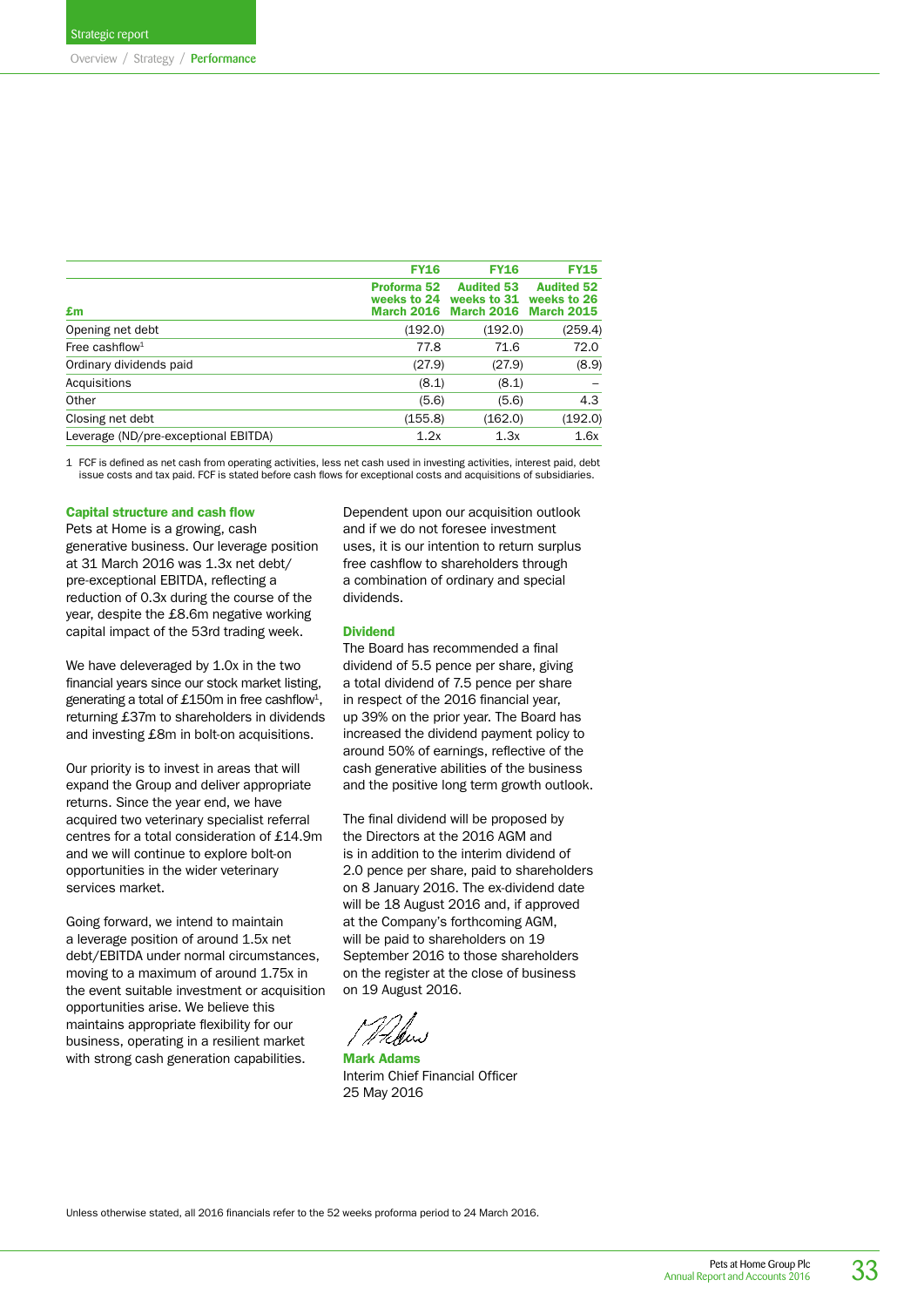| £m | FY16 Proforma 52 weeks to 24 March 2016 | FY16 Audited 53 weeks to 31 March 2016 | FY15 Audited 52 weeks to 26 March 2015 |
|---|---|---|---|
| Opening net debt | (192.0) | (192.0) | (259.4) |
| Free cashflow[1] | 77.8 | 71.6 | 72.0 |
| Ordinary dividends paid | (27.9) | (27.9) | (8.9) |
| Acquisitions | (8.1) | (8.1) | – |
| Other | (5.6) | (5.6) | 4.3 |
| Closing net debt | (155.8) | (162.0) | (192.0) |
| Leverage (ND/pre-exceptional EBITDA) | 1.2x | 1.3x | 1.6x |

1 FCF is defined as net cash from operating activities, less net cash used in investing activities, interest paid, debt issue costs and tax paid. FCF is stated before cash flows for exceptional costs and acquisitions of subsidiaries.

### Capital structure and cash flow

Pets at Home is a growing, cash generative business. Our leverage position at 31 March 2016 was 1.3x net debt/pre-exceptional EBITDA, reflecting a reduction of 0.3x during the course of the year, despite the £8.6m negative working capital impact of the 53rd trading week.

We have deleveraged by 1.0x in the two financial years since our stock market listing, generating a total of £150m in free cashflow[1], returning £37m to shareholders in dividends and investing £8m in bolt-on acquisitions.

Our priority is to invest in areas that will expand the Group and deliver appropriate returns. Since the year end, we have acquired two veterinary specialist referral centres for a total consideration of £14.9m and we will continue to explore bolt-on opportunities in the wider veterinary services market.

Going forward, we intend to maintain a leverage position of around 1.5x net debt/EBITDA under normal circumstances, moving to a maximum of around 1.75x in the event suitable investment or acquisition opportunities arise. We believe this maintains appropriate flexibility for our business, operating in a resilient market with strong cash generation capabilities.

Dependent upon our acquisition outlook and if we do not foresee investment uses, it is our intention to return surplus free cashflow to shareholders through a combination of ordinary and special dividends.

### Dividend

The Board has recommended a final dividend of 5.5 pence per share, giving a total dividend of 7.5 pence per share in respect of the 2016 financial year, up 39% on the prior year. The Board has increased the dividend payment policy to around 50% of earnings, reflective of the cash generative abilities of the business and the positive long term growth outlook.

The final dividend will be proposed by the Directors at the 2016 AGM and is in addition to the interim dividend of 2.0 pence per share, paid to shareholders on 8 January 2016. The ex-dividend date will be 18 August 2016 and, if approved at the Company's forthcoming AGM, will be paid to shareholders on 19 September 2016 to those shareholders on the register at the close of business on 19 August 2016.

**Mark Adams**
Interim Chief Financial Officer
25 May 2016

Unless otherwise stated, all 2016 financials refer to the 52 weeks proforma period to 24 March 2016.